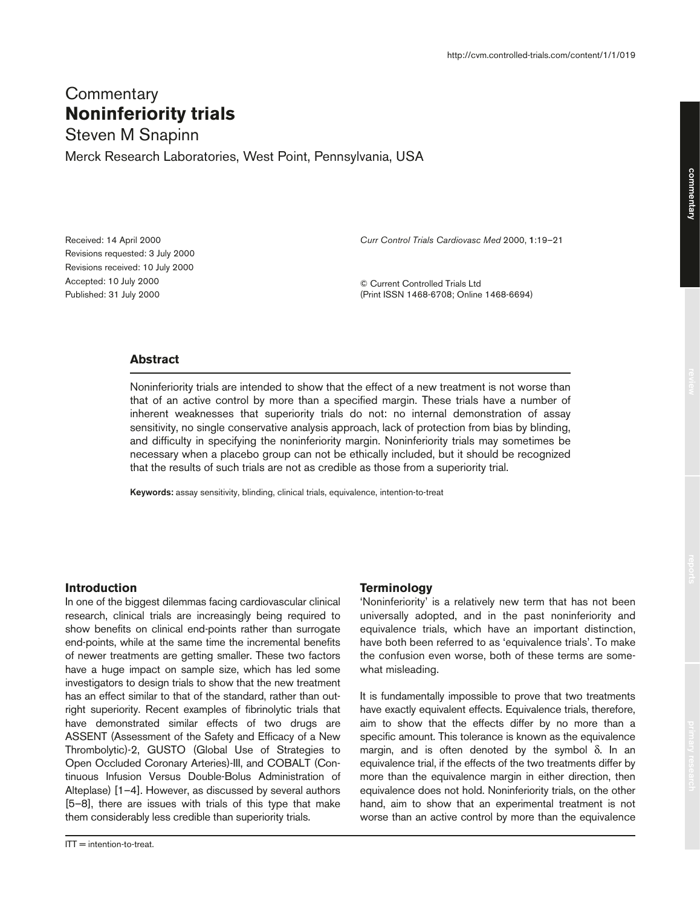# Commentary

# Noninferiority trials

Steven M Snapinn

Merck Research Laboratories, West Point, Pennsylvania, USA

Received: 14 April 2000
Revisions requested: 3 July 2000
Revisions received: 10 July 2000
Accepted: 10 July 2000
Published: 31 July 2000

*Curr Control Trials Cardiovasc Med* 2000, **1**:19–21

© Current Controlled Trials Ltd
(Print ISSN 1468-6708; Online 1468-6694)

## Abstract

Noninferiority trials are intended to show that the effect of a new treatment is not worse than that of an active control by more than a specified margin. These trials have a number of inherent weaknesses that superiority trials do not: no internal demonstration of assay sensitivity, no single conservative analysis approach, lack of protection from bias by blinding, and difficulty in specifying the noninferiority margin. Noninferiority trials may sometimes be necessary when a placebo group can not be ethically included, but it should be recognized that the results of such trials are not as credible as those from a superiority trial.

**Keywords:** assay sensitivity, blinding, clinical trials, equivalence, intention-to-treat

## Introduction

In one of the biggest dilemmas facing cardiovascular clinical research, clinical trials are increasingly being required to show benefits on clinical end-points rather than surrogate end-points, while at the same time the incremental benefits of newer treatments are getting smaller. These two factors have a huge impact on sample size, which has led some investigators to design trials to show that the new treatment has an effect similar to that of the standard, rather than outright superiority. Recent examples of fibrinolytic trials that have demonstrated similar effects of two drugs are ASSENT (Assessment of the Safety and Efficacy of a New Thrombolytic)-2, GUSTO (Global Use of Strategies to Open Occluded Coronary Arteries)-III, and COBALT (Continuous Infusion Versus Double-Bolus Administration of Alteplase) [1–4]. However, as discussed by several authors [5–8], there are issues with trials of this type that make them considerably less credible than superiority trials.

## Terminology

'Noninferiority' is a relatively new term that has not been universally adopted, and in the past noninferiority and equivalence trials, which have an important distinction, have both been referred to as 'equivalence trials'. To make the confusion even worse, both of these terms are somewhat misleading.

It is fundamentally impossible to prove that two treatments have exactly equivalent effects. Equivalence trials, therefore, aim to show that the effects differ by no more than a specific amount. This tolerance is known as the equivalence margin, and is often denoted by the symbol $\delta$. In an equivalence trial, if the effects of the two treatments differ by more than the equivalence margin in either direction, then equivalence does not hold. Noninferiority trials, on the other hand, aim to show that an experimental treatment is not worse than an active control by more than the equivalence

ITT = intention-to-treat.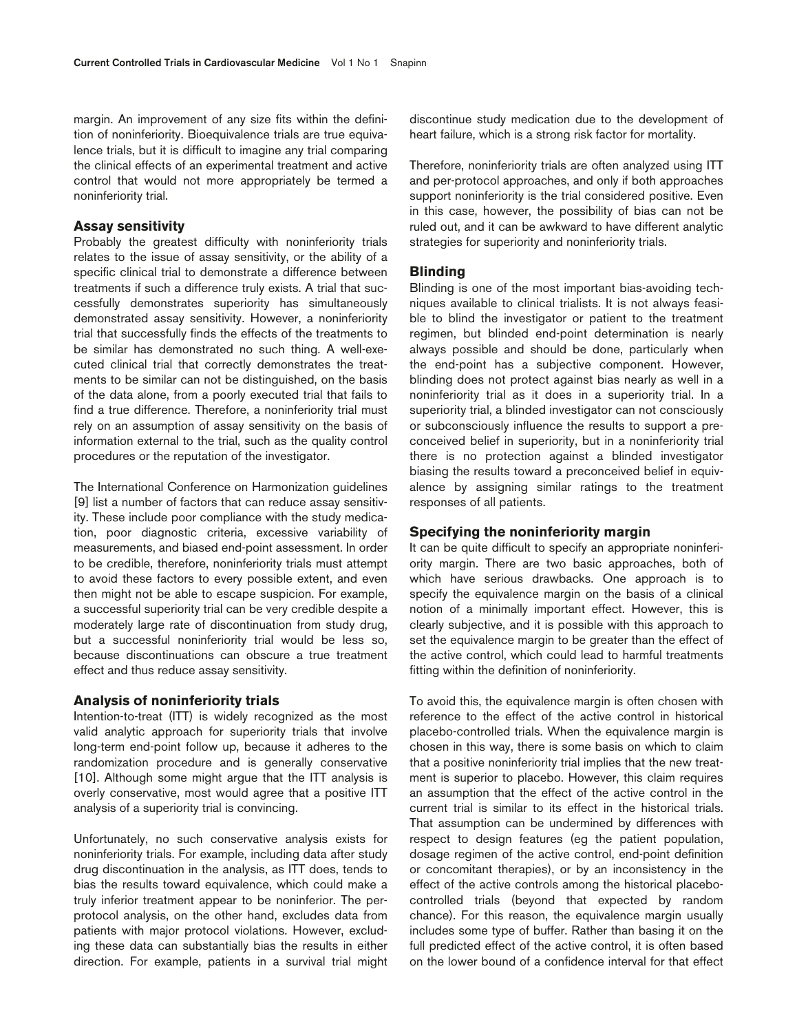margin. An improvement of any size fits within the definition of noninferiority. Bioequivalence trials are true equivalence trials, but it is difficult to imagine any trial comparing the clinical effects of an experimental treatment and active control that would not more appropriately be termed a noninferiority trial.

### Assay sensitivity

Probably the greatest difficulty with noninferiority trials relates to the issue of assay sensitivity, or the ability of a specific clinical trial to demonstrate a difference between treatments if such a difference truly exists. A trial that successfully demonstrates superiority has simultaneously demonstrated assay sensitivity. However, a noninferiority trial that successfully finds the effects of the treatments to be similar has demonstrated no such thing. A well-executed clinical trial that correctly demonstrates the treatments to be similar can not be distinguished, on the basis of the data alone, from a poorly executed trial that fails to find a true difference. Therefore, a noninferiority trial must rely on an assumption of assay sensitivity on the basis of information external to the trial, such as the quality control procedures or the reputation of the investigator.

The International Conference on Harmonization guidelines [9] list a number of factors that can reduce assay sensitivity. These include poor compliance with the study medication, poor diagnostic criteria, excessive variability of measurements, and biased end-point assessment. In order to be credible, therefore, noninferiority trials must attempt to avoid these factors to every possible extent, and even then might not be able to escape suspicion. For example, a successful superiority trial can be very credible despite a moderately large rate of discontinuation from study drug, but a successful noninferiority trial would be less so, because discontinuations can obscure a true treatment effect and thus reduce assay sensitivity.

### Analysis of noninferiority trials

Intention-to-treat (ITT) is widely recognized as the most valid analytic approach for superiority trials that involve long-term end-point follow up, because it adheres to the randomization procedure and is generally conservative [10]. Although some might argue that the ITT analysis is overly conservative, most would agree that a positive ITT analysis of a superiority trial is convincing.

Unfortunately, no such conservative analysis exists for noninferiority trials. For example, including data after study drug discontinuation in the analysis, as ITT does, tends to bias the results toward equivalence, which could make a truly inferior treatment appear to be noninferior. The per-protocol analysis, on the other hand, excludes data from patients with major protocol violations. However, excluding these data can substantially bias the results in either direction. For example, patients in a survival trial might discontinue study medication due to the development of heart failure, which is a strong risk factor for mortality.

Therefore, noninferiority trials are often analyzed using ITT and per-protocol approaches, and only if both approaches support noninferiority is the trial considered positive. Even in this case, however, the possibility of bias can not be ruled out, and it can be awkward to have different analytic strategies for superiority and noninferiority trials.

### Blinding

Blinding is one of the most important bias-avoiding techniques available to clinical trialists. It is not always feasible to blind the investigator or patient to the treatment regimen, but blinded end-point determination is nearly always possible and should be done, particularly when the end-point has a subjective component. However, blinding does not protect against bias nearly as well in a noninferiority trial as it does in a superiority trial. In a superiority trial, a blinded investigator can not consciously or subconsciously influence the results to support a preconceived belief in superiority, but in a noninferiority trial there is no protection against a blinded investigator biasing the results toward a preconceived belief in equivalence by assigning similar ratings to the treatment responses of all patients.

### Specifying the noninferiority margin

It can be quite difficult to specify an appropriate noninferiority margin. There are two basic approaches, both of which have serious drawbacks. One approach is to specify the equivalence margin on the basis of a clinical notion of a minimally important effect. However, this is clearly subjective, and it is possible with this approach to set the equivalence margin to be greater than the effect of the active control, which could lead to harmful treatments fitting within the definition of noninferiority.

To avoid this, the equivalence margin is often chosen with reference to the effect of the active control in historical placebo-controlled trials. When the equivalence margin is chosen in this way, there is some basis on which to claim that a positive noninferiority trial implies that the new treatment is superior to placebo. However, this claim requires an assumption that the effect of the active control in the current trial is similar to its effect in the historical trials. That assumption can be undermined by differences with respect to design features (eg the patient population, dosage regimen of the active control, end-point definition or concomitant therapies), or by an inconsistency in the effect of the active controls among the historical placebo-controlled trials (beyond that expected by random chance). For this reason, the equivalence margin usually includes some type of buffer. Rather than basing it on the full predicted effect of the active control, it is often based on the lower bound of a confidence interval for that effect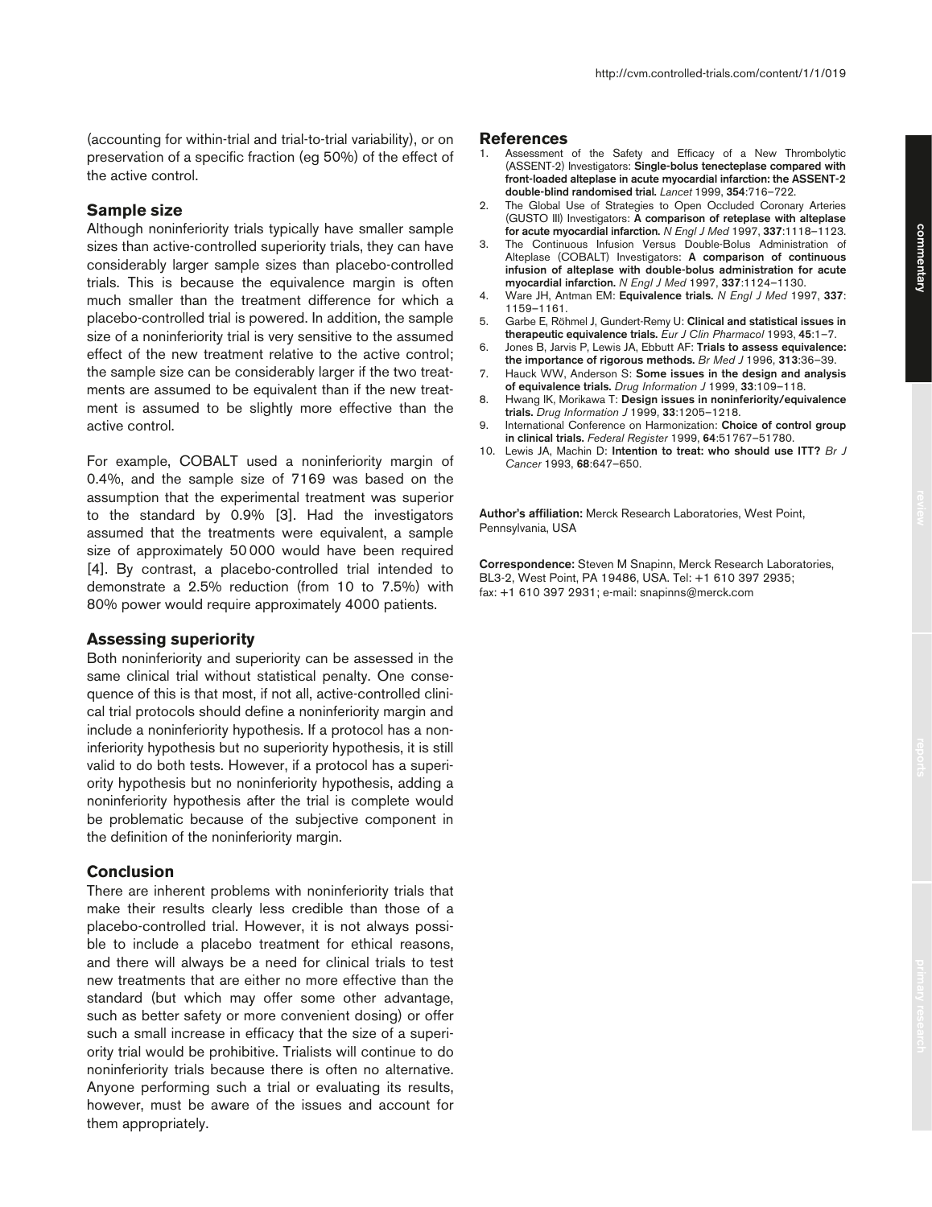(accounting for within-trial and trial-to-trial variability), or on preservation of a specific fraction (eg 50%) of the effect of the active control.

## Sample size

Although noninferiority trials typically have smaller sample sizes than active-controlled superiority trials, they can have considerably larger sample sizes than placebo-controlled trials. This is because the equivalence margin is often much smaller than the treatment difference for which a placebo-controlled trial is powered. In addition, the sample size of a noninferiority trial is very sensitive to the assumed effect of the new treatment relative to the active control; the sample size can be considerably larger if the two treatments are assumed to be equivalent than if the new treatment is assumed to be slightly more effective than the active control.

For example, COBALT used a noninferiority margin of 0.4%, and the sample size of 7169 was based on the assumption that the experimental treatment was superior to the standard by 0.9% [3]. Had the investigators assumed that the treatments were equivalent, a sample size of approximately 50 000 would have been required [4]. By contrast, a placebo-controlled trial intended to demonstrate a 2.5% reduction (from 10 to 7.5%) with 80% power would require approximately 4000 patients.

## Assessing superiority

Both noninferiority and superiority can be assessed in the same clinical trial without statistical penalty. One consequence of this is that most, if not all, active-controlled clinical trial protocols should define a noninferiority margin and include a noninferiority hypothesis. If a protocol has a noninferiority hypothesis but no superiority hypothesis, it is still valid to do both tests. However, if a protocol has a superiority hypothesis but no noninferiority hypothesis, adding a noninferiority hypothesis after the trial is complete would be problematic because of the subjective component in the definition of the noninferiority margin.

## Conclusion

There are inherent problems with noninferiority trials that make their results clearly less credible than those of a placebo-controlled trial. However, it is not always possible to include a placebo treatment for ethical reasons, and there will always be a need for clinical trials to test new treatments that are either no more effective than the standard (but which may offer some other advantage, such as better safety or more convenient dosing) or offer such a small increase in efficacy that the size of a superiority trial would be prohibitive. Trialists will continue to do noninferiority trials because there is often no alternative. Anyone performing such a trial or evaluating its results, however, must be aware of the issues and account for them appropriately.

## References

1. Assessment of the Safety and Efficacy of a New Thrombolytic (ASSENT-2) Investigators: **Single-bolus tenecteplase compared with front-loaded alteplase in acute myocardial infarction: the ASSENT-2 double-blind randomised trial.** *Lancet* 1999, **354**:716–722.
2. The Global Use of Strategies to Open Occluded Coronary Arteries (GUSTO III) Investigators: **A comparison of reteplase with alteplase for acute myocardial infarction.** *N Engl J Med* 1997, **337**:1118–1123.
3. The Continuous Infusion Versus Double-Bolus Administration of Alteplase (COBALT) Investigators: **A comparison of continuous infusion of alteplase with double-bolus administration for acute myocardial infarction.** *N Engl J Med* 1997, **337**:1124–1130.
4. Ware JH, Antman EM: **Equivalence trials.** *N Engl J Med* 1997, **337**: 1159–1161.
5. Garbe E, Röhmel J, Gundert-Remy U: **Clinical and statistical issues in therapeutic equivalence trials.** *Eur J Clin Pharmacol* 1993, **45**:1–7.
6. Jones B, Jarvis P, Lewis JA, Ebbutt AF: **Trials to assess equivalence: the importance of rigorous methods.** *Br Med J* 1996, **313**:36–39.
7. Hauck WW, Anderson S: **Some issues in the design and analysis of equivalence trials.** *Drug Information J* 1999, **33**:109–118.
8. Hwang IK, Morikawa T: **Design issues in noninferiority/equivalence trials.** *Drug Information J* 1999, **33**:1205–1218.
9. International Conference on Harmonization: **Choice of control group in clinical trials.** *Federal Register* 1999, **64**:51767–51780.
10. Lewis JA, Machin D: **Intention to treat: who should use ITT?** *Br J Cancer* 1993, **68**:647–650.

**Author's affiliation:** Merck Research Laboratories, West Point, Pennsylvania, USA

**Correspondence:** Steven M Snapinn, Merck Research Laboratories, BL3-2, West Point, PA 19486, USA. Tel: +1 610 397 2935; fax: +1 610 397 2931; e-mail: snapinns@merck.com